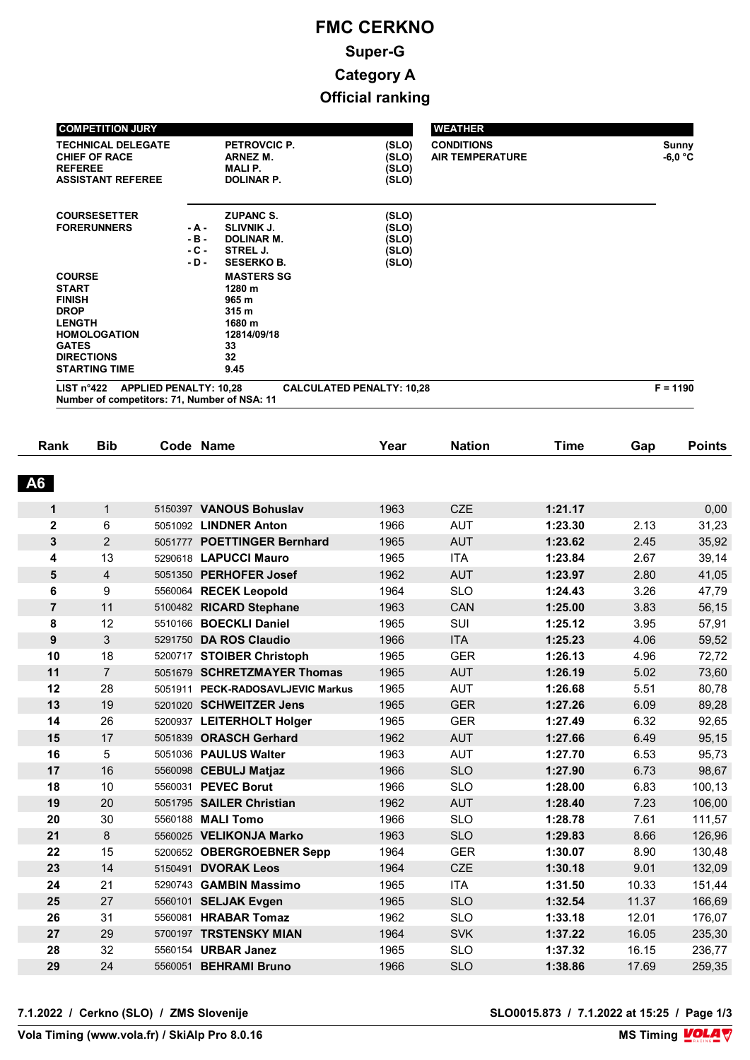# FMC CERKNO

## Super-G

## Category A

## Official ranking

| COMPETITION JURY | | | |
|---|---|---|---|
| TECHNICAL DELEGATE | | PETROVCIC P. | (SLO) |
| CHIEF OF RACE | | ARNEZ M. | (SLO) |
| REFEREE | | MALI P. | (SLO) |
| ASSISTANT REFEREE | | DOLINAR P. | (SLO) |
| COURSESETTER | | ZUPANC S. | (SLO) |
| FORERUNNERS | - A - | SLIVNIK J. | (SLO) |
| | - B - | DOLINAR M. | (SLO) |
| | - C - | STREL J. | (SLO) |
| | - D - | SESERKO B. | (SLO) |
| COURSE | | MASTERS SG | |
| START | | 1280 m | |
| FINISH | | 965 m | |
| DROP | | 315 m | |
| LENGTH | | 1680 m | |
| HOMOLOGATION | | 12814/09/18 | |
| GATES | | 33 | |
| DIRECTIONS | | 32 | |
| STARTING TIME | | 9.45 | |

| WEATHER | |
|---|---|
| CONDITIONS | Sunny |
| AIR TEMPERATURE | -6,0 °C |

LIST n°422 APPLIED PENALTY: 10,28 CALCULATED PENALTY: 10,28 F = 1190

Number of competitors: 71, Number of NSA: 11

| Rank | Bib | Code | Name | Year | Nation | Time | Gap | Points |
|---|---|---|---|---|---|---|---|---|
| **A6** | | | | | | | | |
| 1 | 1 | 5150397 | **VANOUS Bohuslav** | 1963 | CZE | **1:21.17** | | 0,00 |
| 2 | 6 | 5051092 | **LINDNER Anton** | 1966 | AUT | **1:23.30** | 2.13 | 31,23 |
| 3 | 2 | 5051777 | **POETTINGER Bernhard** | 1965 | AUT | **1:23.62** | 2.45 | 35,92 |
| 4 | 13 | 5290618 | **LAPUCCI Mauro** | 1965 | ITA | **1:23.84** | 2.67 | 39,14 |
| 5 | 4 | 5051350 | **PERHOFER Josef** | 1962 | AUT | **1:23.97** | 2.80 | 41,05 |
| 6 | 9 | 5560064 | **RECEK Leopold** | 1964 | SLO | **1:24.43** | 3.26 | 47,79 |
| 7 | 11 | 5100482 | **RICARD Stephane** | 1963 | CAN | **1:25.00** | 3.83 | 56,15 |
| 8 | 12 | 5510166 | **BOECKLI Daniel** | 1965 | SUI | **1:25.12** | 3.95 | 57,91 |
| 9 | 3 | 5291750 | **DA ROS Claudio** | 1966 | ITA | **1:25.23** | 4.06 | 59,52 |
| 10 | 18 | 5200717 | **STOIBER Christoph** | 1965 | GER | **1:26.13** | 4.96 | 72,72 |
| 11 | 7 | 5051679 | **SCHRETZMAYER Thomas** | 1965 | AUT | **1:26.19** | 5.02 | 73,60 |
| 12 | 28 | 5051911 | **PECK-RADOSAVLJEVIC Markus** | 1965 | AUT | **1:26.68** | 5.51 | 80,78 |
| 13 | 19 | 5201020 | **SCHWEITZER Jens** | 1965 | GER | **1:27.26** | 6.09 | 89,28 |
| 14 | 26 | 5200937 | **LEITERHOLT Holger** | 1965 | GER | **1:27.49** | 6.32 | 92,65 |
| 15 | 17 | 5051839 | **ORASCH Gerhard** | 1962 | AUT | **1:27.66** | 6.49 | 95,15 |
| 16 | 5 | 5051036 | **PAULUS Walter** | 1963 | AUT | **1:27.70** | 6.53 | 95,73 |
| 17 | 16 | 5560098 | **CEBULJ Matjaz** | 1966 | SLO | **1:27.90** | 6.73 | 98,67 |
| 18 | 10 | 5560031 | **PEVEC Borut** | 1966 | SLO | **1:28.00** | 6.83 | 100,13 |
| 19 | 20 | 5051795 | **SAILER Christian** | 1962 | AUT | **1:28.40** | 7.23 | 106,00 |
| 20 | 30 | 5560188 | **MALI Tomo** | 1966 | SLO | **1:28.78** | 7.61 | 111,57 |
| 21 | 8 | 5560025 | **VELIKONJA Marko** | 1963 | SLO | **1:29.83** | 8.66 | 126,96 |
| 22 | 15 | 5200652 | **OBERGROEBNER Sepp** | 1964 | GER | **1:30.07** | 8.90 | 130,48 |
| 23 | 14 | 5150491 | **DVORAK Leos** | 1964 | CZE | **1:30.18** | 9.01 | 132,09 |
| 24 | 21 | 5290743 | **GAMBIN Massimo** | 1965 | ITA | **1:31.50** | 10.33 | 151,44 |
| 25 | 27 | 5560101 | **SELJAK Evgen** | 1965 | SLO | **1:32.54** | 11.37 | 166,69 |
| 26 | 31 | 5560081 | **HRABAR Tomaz** | 1962 | SLO | **1:33.18** | 12.01 | 176,07 |
| 27 | 29 | 5700197 | **TRSTENSKY MIAN** | 1964 | SVK | **1:37.22** | 16.05 | 235,30 |
| 28 | 32 | 5560154 | **URBAR Janez** | 1965 | SLO | **1:37.32** | 16.15 | 236,77 |
| 29 | 24 | 5560051 | **BEHRAMI Bruno** | 1966 | SLO | **1:38.86** | 17.69 | 259,35 |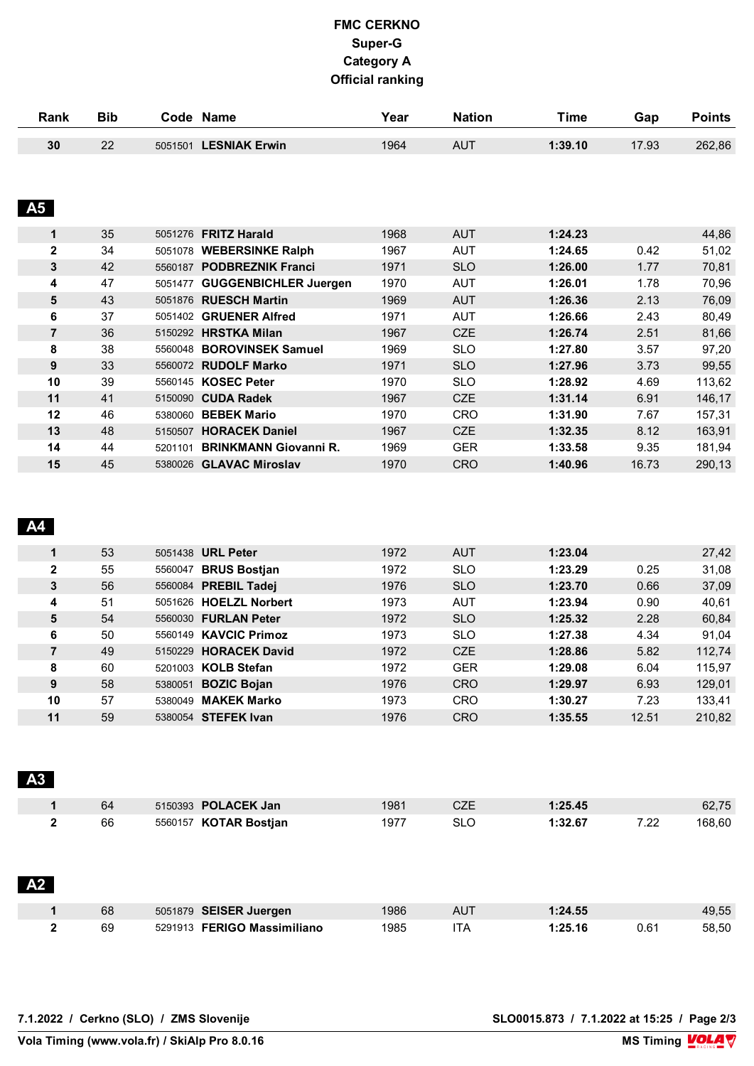# FMC CERKNO
## Super-G
## Category A
## Official ranking

| Rank | Bib | Code | Name | Year | Nation | Time | Gap | Points |
|---|---|---|---|---|---|---|---|---|
| 30 | 22 | 5051501 | **LESNIAK Erwin** | 1964 | AUT | **1:39.10** | 17.93 | 262,86 |

### A5

| Rank | Bib | Code | Name | Year | Nation | Time | Gap | Points |
|---|---|---|---|---|---|---|---|---|
| 1 | 35 | 5051276 | **FRITZ Harald** | 1968 | AUT | **1:24.23** | | 44,86 |
| 2 | 34 | 5051078 | **WEBERSINKE Ralph** | 1967 | AUT | **1:24.65** | 0.42 | 51,02 |
| 3 | 42 | 5560187 | **PODBREZNIK Franci** | 1971 | SLO | **1:26.00** | 1.77 | 70,81 |
| 4 | 47 | 5051477 | **GUGGENBICHLER Juergen** | 1970 | AUT | **1:26.01** | 1.78 | 70,96 |
| 5 | 43 | 5051876 | **RUESCH Martin** | 1969 | AUT | **1:26.36** | 2.13 | 76,09 |
| 6 | 37 | 5051402 | **GRUENER Alfred** | 1971 | AUT | **1:26.66** | 2.43 | 80,49 |
| 7 | 36 | 5150292 | **HRSTKA Milan** | 1967 | CZE | **1:26.74** | 2.51 | 81,66 |
| 8 | 38 | 5560048 | **BOROVINSEK Samuel** | 1969 | SLO | **1:27.80** | 3.57 | 97,20 |
| 9 | 33 | 5560072 | **RUDOLF Marko** | 1971 | SLO | **1:27.96** | 3.73 | 99,55 |
| 10 | 39 | 5560145 | **KOSEC Peter** | 1970 | SLO | **1:28.92** | 4.69 | 113,62 |
| 11 | 41 | 5150090 | **CUDA Radek** | 1967 | CZE | **1:31.14** | 6.91 | 146,17 |
| 12 | 46 | 5380060 | **BEBEK Mario** | 1970 | CRO | **1:31.90** | 7.67 | 157,31 |
| 13 | 48 | 5150507 | **HORACEK Daniel** | 1967 | CZE | **1:32.35** | 8.12 | 163,91 |
| 14 | 44 | 5201101 | **BRINKMANN Giovanni R.** | 1969 | GER | **1:33.58** | 9.35 | 181,94 |
| 15 | 45 | 5380026 | **GLAVAC Miroslav** | 1970 | CRO | **1:40.96** | 16.73 | 290,13 |

### A4

| Rank | Bib | Code | Name | Year | Nation | Time | Gap | Points |
|---|---|---|---|---|---|---|---|---|
| 1 | 53 | 5051438 | **URL Peter** | 1972 | AUT | **1:23.04** | | 27,42 |
| 2 | 55 | 5560047 | **BRUS Bostjan** | 1972 | SLO | **1:23.29** | 0.25 | 31,08 |
| 3 | 56 | 5560084 | **PREBIL Tadej** | 1976 | SLO | **1:23.70** | 0.66 | 37,09 |
| 4 | 51 | 5051626 | **HOELZL Norbert** | 1973 | AUT | **1:23.94** | 0.90 | 40,61 |
| 5 | 54 | 5560030 | **FURLAN Peter** | 1972 | SLO | **1:25.32** | 2.28 | 60,84 |
| 6 | 50 | 5560149 | **KAVCIC Primoz** | 1973 | SLO | **1:27.38** | 4.34 | 91,04 |
| 7 | 49 | 5150229 | **HORACEK David** | 1972 | CZE | **1:28.86** | 5.82 | 112,74 |
| 8 | 60 | 5201003 | **KOLB Stefan** | 1972 | GER | **1:29.08** | 6.04 | 115,97 |
| 9 | 58 | 5380051 | **BOZIC Bojan** | 1976 | CRO | **1:29.97** | 6.93 | 129,01 |
| 10 | 57 | 5380049 | **MAKEK Marko** | 1973 | CRO | **1:30.27** | 7.23 | 133,41 |
| 11 | 59 | 5380054 | **STEFEK Ivan** | 1976 | CRO | **1:35.55** | 12.51 | 210,82 |

### A3

| Rank | Bib | Code | Name | Year | Nation | Time | Gap | Points |
|---|---|---|---|---|---|---|---|---|
| 1 | 64 | 5150393 | **POLACEK Jan** | 1981 | CZE | **1:25.45** | | 62,75 |
| 2 | 66 | 5560157 | **KOTAR Bostjan** | 1977 | SLO | **1:32.67** | 7.22 | 168,60 |

### A2

| Rank | Bib | Code | Name | Year | Nation | Time | Gap | Points |
|---|---|---|---|---|---|---|---|---|
| 1 | 68 | 5051879 | **SEISER Juergen** | 1986 | AUT | **1:24.55** | | 49,55 |
| 2 | 69 | 5291913 | **FERIGO Massimiliano** | 1985 | ITA | **1:25.16** | 0.61 | 58,50 |

**7.1.2022 / Cerkno (SLO) / ZMS Slovenije** — **SLO0015.873 / 7.1.2022 at 15:25**

**Vola Timing (www.vola.fr) / SkiAlp Pro 8.0.16** — **MS Timing**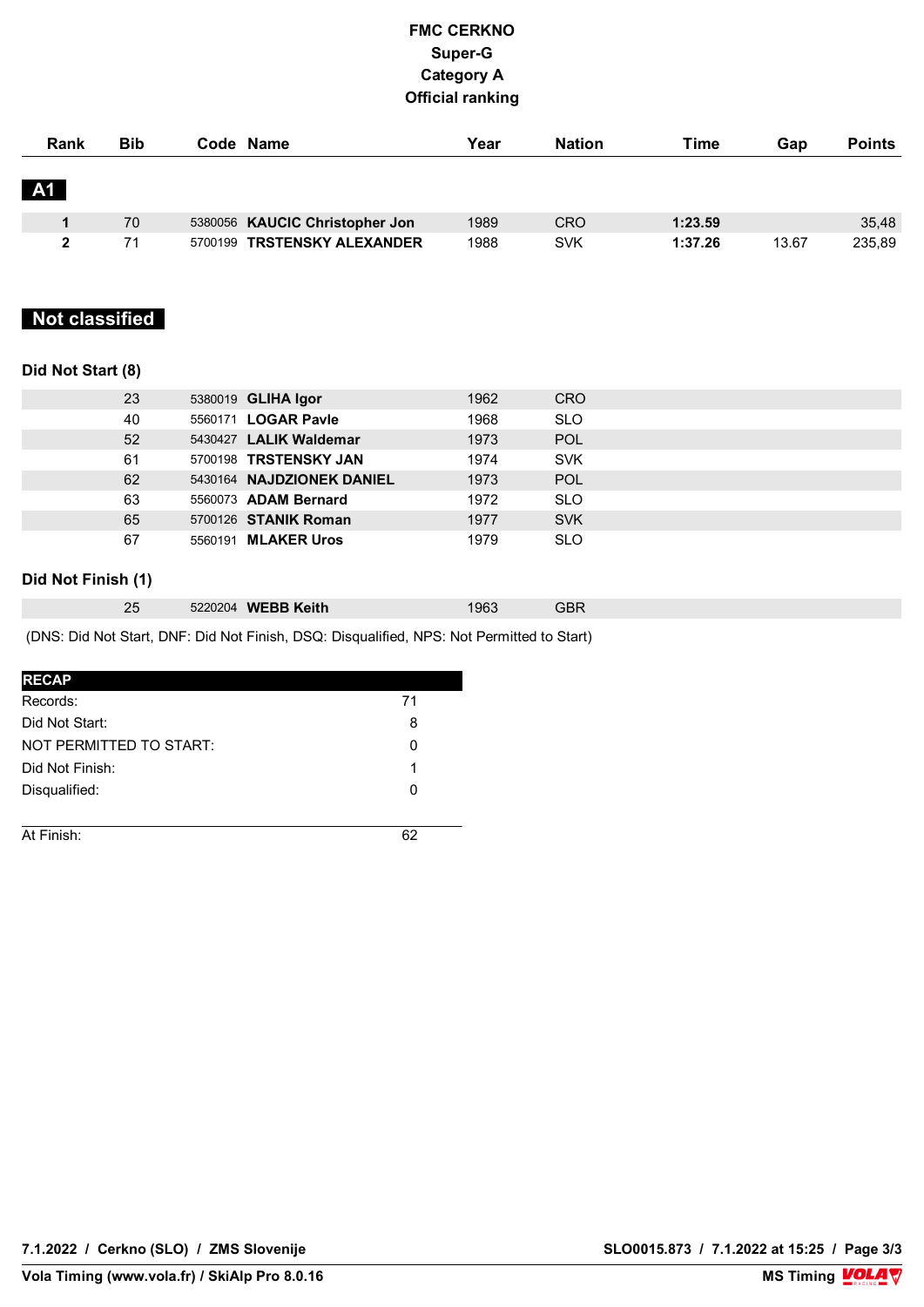# FMC CERKNO
## Super-G
## Category A
## Official ranking

| Rank | Bib | Code | Name | Year | Nation | Time | Gap | Points |
|---|---|---|---|---|---|---|---|---|
| **A1** | | | | | | | | |
| **1** | 70 | 5380056 | **KAUCIC Christopher Jon** | 1989 | CRO | **1:23.59** | | 35,48 |
| **2** | 71 | 5700199 | **TRSTENSKY ALEXANDER** | 1988 | SVK | **1:37.26** | 13.67 | 235,89 |

## Not classified

### Did Not Start (8)

| Bib | Code | Name | Year | Nation |
|---|---|---|---|---|
| 23 | 5380019 | **GLIHA Igor** | 1962 | CRO |
| 40 | 5560171 | **LOGAR Pavle** | 1968 | SLO |
| 52 | 5430427 | **LALIK Waldemar** | 1973 | POL |
| 61 | 5700198 | **TRSTENSKY JAN** | 1974 | SVK |
| 62 | 5430164 | **NAJDZIONEK DANIEL** | 1973 | POL |
| 63 | 5560073 | **ADAM Bernard** | 1972 | SLO |
| 65 | 5700126 | **STANIK Roman** | 1977 | SVK |
| 67 | 5560191 | **MLAKER Uros** | 1979 | SLO |

### Did Not Finish (1)

| Bib | Code | Name | Year | Nation |
|---|---|---|---|---|
| 25 | 5220204 | **WEBB Keith** | 1963 | GBR |

(DNS: Did Not Start, DNF: Did Not Finish, DSQ: Disqualified, NPS: Not Permitted to Start)

| RECAP | |
|---|---|
| Records: | 71 |
| Did Not Start: | 8 |
| NOT PERMITTED TO START: | 0 |
| Did Not Finish: | 1 |
| Disqualified: | 0 |
| At Finish: | 62 |

7.1.2022 / Cerkno (SLO) / ZMS Slovenije

SLO0015.873 / 7.1.2022 at 15:25

Vola Timing (www.vola.fr) / SkiAlp Pro 8.0.16

MS Timing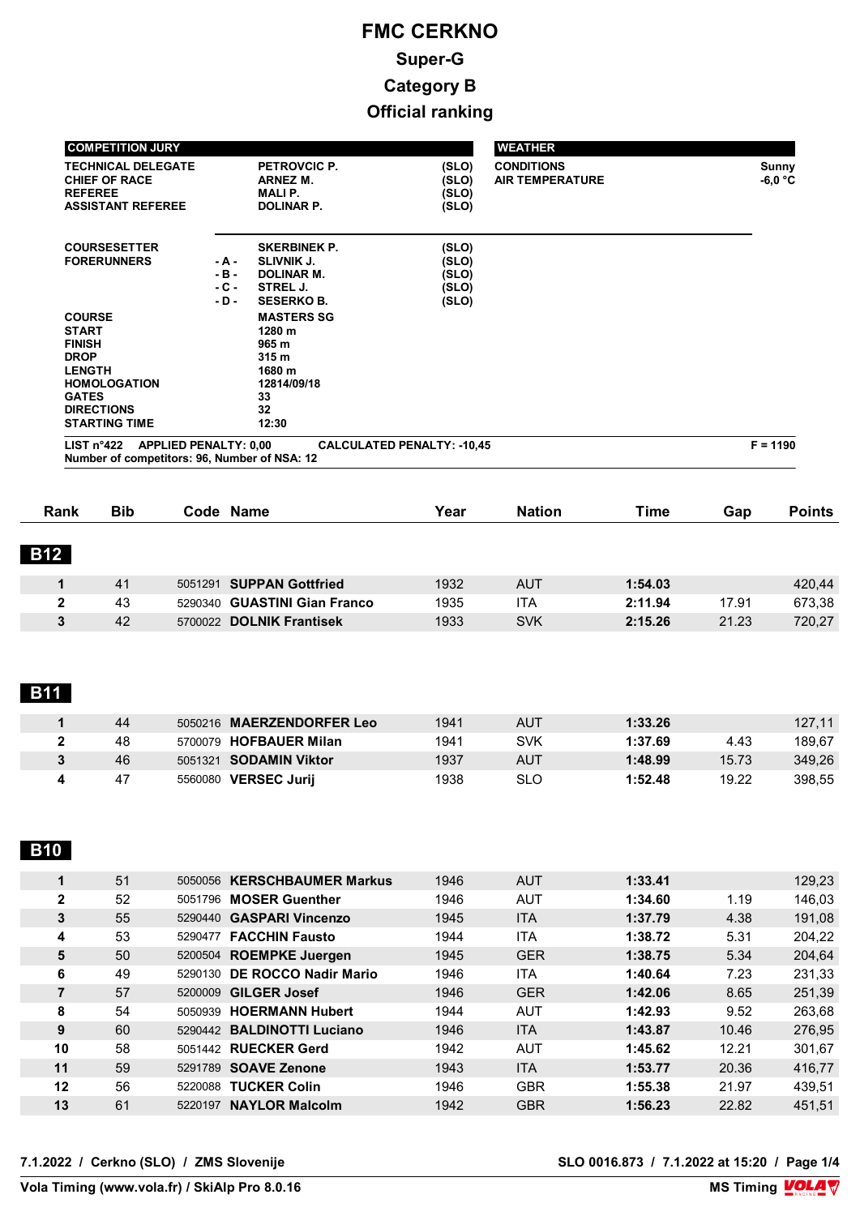# FMC CERKNO

## Super-G

## Category B

## Official ranking

| COMPETITION JURY | | | |
|---|---|---|---|
| TECHNICAL DELEGATE | | PETROVCIC P. | (SLO) |
| CHIEF OF RACE | | ARNEZ M. | (SLO) |
| REFEREE | | MALI P. | (SLO) |
| ASSISTANT REFEREE | | DOLINAR P. | (SLO) |
| COURSESETTER | | SKERBINEK P. | (SLO) |
| FORERUNNERS | - A - | SLIVNIK J. | (SLO) |
| | - B - | DOLINAR M. | (SLO) |
| | - C - | STREL J. | (SLO) |
| | - D - | SESERKO B. | (SLO) |

| WEATHER | |
|---|---|
| CONDITIONS | Sunny |
| AIR TEMPERATURE | -6,0 °C |

| | |
|---|---|
| COURSE | MASTERS SG |
| START | 1280 m |
| FINISH | 965 m |
| DROP | 315 m |
| LENGTH | 1680 m |
| HOMOLOGATION | 12814/09/18 |
| GATES | 33 |
| DIRECTIONS | 32 |
| STARTING TIME | 12:30 |

LIST n°422 APPLIED PENALTY: 0,00 CALCULATED PENALTY: -10,45 F = 1190

Number of competitors: 96, Number of NSA: 12

| Rank | Bib | Code | Name | Year | Nation | Time | Gap | Points |
|---|---|---|---|---|---|---|---|---|
| **B12** | | | | | | | | |
| 1 | 41 | 5051291 | **SUPPAN Gottfried** | 1932 | AUT | **1:54.03** | | 420,44 |
| 2 | 43 | 5290340 | **GUASTINI Gian Franco** | 1935 | ITA | **2:11.94** | 17.91 | 673,38 |
| 3 | 42 | 5700022 | **DOLNIK Frantisek** | 1933 | SVK | **2:15.26** | 21.23 | 720,27 |
| **B11** | | | | | | | | |
| 1 | 44 | 5050216 | **MAERZENDORFER Leo** | 1941 | AUT | **1:33.26** | | 127,11 |
| 2 | 48 | 5700079 | **HOFBAUER Milan** | 1941 | SVK | **1:37.69** | 4.43 | 189,67 |
| 3 | 46 | 5051321 | **SODAMIN Viktor** | 1937 | AUT | **1:48.99** | 15.73 | 349,26 |
| 4 | 47 | 5560080 | **VERSEC Jurij** | 1938 | SLO | **1:52.48** | 19.22 | 398,55 |
| **B10** | | | | | | | | |
| 1 | 51 | 5050056 | **KERSCHBAUMER Markus** | 1946 | AUT | **1:33.41** | | 129,23 |
| 2 | 52 | 5051796 | **MOSER Guenther** | 1946 | AUT | **1:34.60** | 1.19 | 146,03 |
| 3 | 55 | 5290440 | **GASPARI Vincenzo** | 1945 | ITA | **1:37.79** | 4.38 | 191,08 |
| 4 | 53 | 5290477 | **FACCHIN Fausto** | 1944 | ITA | **1:38.72** | 5.31 | 204,22 |
| 5 | 50 | 5200504 | **ROEMPKE Juergen** | 1945 | GER | **1:38.75** | 5.34 | 204,64 |
| 6 | 49 | 5290130 | **DE ROCCO Nadir Mario** | 1946 | ITA | **1:40.64** | 7.23 | 231,33 |
| 7 | 57 | 5200009 | **GILGER Josef** | 1946 | GER | **1:42.06** | 8.65 | 251,39 |
| 8 | 54 | 5050939 | **HOERMANN Hubert** | 1944 | AUT | **1:42.93** | 9.52 | 263,68 |
| 9 | 60 | 5290442 | **BALDINOTTI Luciano** | 1946 | ITA | **1:43.87** | 10.46 | 276,95 |
| 10 | 58 | 5051442 | **RUECKER Gerd** | 1942 | AUT | **1:45.62** | 12.21 | 301,67 |
| 11 | 59 | 5291789 | **SOAVE Zenone** | 1943 | ITA | **1:53.77** | 20.36 | 416,77 |
| 12 | 56 | 5220088 | **TUCKER Colin** | 1946 | GBR | **1:55.38** | 21.97 | 439,51 |
| 13 | 61 | 5220197 | **NAYLOR Malcolm** | 1942 | GBR | **1:56.23** | 22.82 | 451,51 |

7.1.2022 / Cerkno (SLO) / ZMS Slovenije — SLO 0016.873 / 7.1.2022 at 15:20

Vola Timing (www.vola.fr) / SkiAlp Pro 8.0.16 — MS Timing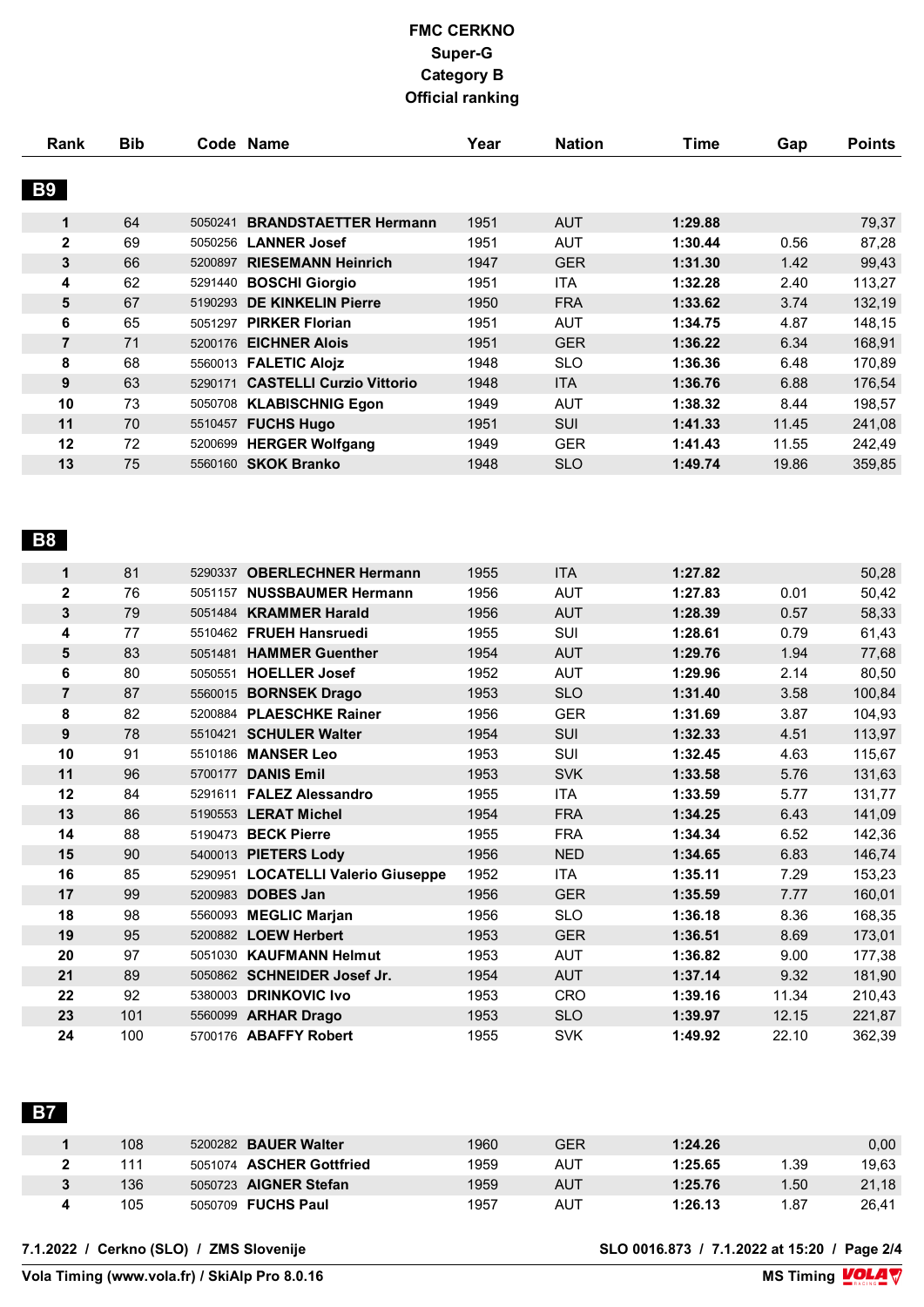# FMC CERKNO
## Super-G
## Category B
## Official ranking

| Rank | Bib | Code | Name | Year | Nation | Time | Gap | Points |
|---|---|---|---|---|---|---|---|---|
| **B9** | | | | | | | | |
| **1** | 64 | 5050241 | **BRANDSTAETTER Hermann** | 1951 | AUT | **1:29.88** | | 79,37 |
| **2** | 69 | 5050256 | **LANNER Josef** | 1951 | AUT | **1:30.44** | 0.56 | 87,28 |
| **3** | 66 | 5200897 | **RIESEMANN Heinrich** | 1947 | GER | **1:31.30** | 1.42 | 99,43 |
| **4** | 62 | 5291440 | **BOSCHI Giorgio** | 1951 | ITA | **1:32.28** | 2.40 | 113,27 |
| **5** | 67 | 5190293 | **DE KINKELIN Pierre** | 1950 | FRA | **1:33.62** | 3.74 | 132,19 |
| **6** | 65 | 5051297 | **PIRKER Florian** | 1951 | AUT | **1:34.75** | 4.87 | 148,15 |
| **7** | 71 | 5200176 | **EICHNER Alois** | 1951 | GER | **1:36.22** | 6.34 | 168,91 |
| **8** | 68 | 5560013 | **FALETIC Alojz** | 1948 | SLO | **1:36.36** | 6.48 | 170,89 |
| **9** | 63 | 5290171 | **CASTELLI Curzio Vittorio** | 1948 | ITA | **1:36.76** | 6.88 | 176,54 |
| **10** | 73 | 5050708 | **KLABISCHNIG Egon** | 1949 | AUT | **1:38.32** | 8.44 | 198,57 |
| **11** | 70 | 5510457 | **FUCHS Hugo** | 1951 | SUI | **1:41.33** | 11.45 | 241,08 |
| **12** | 72 | 5200699 | **HERGER Wolfgang** | 1949 | GER | **1:41.43** | 11.55 | 242,49 |
| **13** | 75 | 5560160 | **SKOK Branko** | 1948 | SLO | **1:49.74** | 19.86 | 359,85 |
| **B8** | | | | | | | | |
| **1** | 81 | 5290337 | **OBERLECHNER Hermann** | 1955 | ITA | **1:27.82** | | 50,28 |
| **2** | 76 | 5051157 | **NUSSBAUMER Hermann** | 1956 | AUT | **1:27.83** | 0.01 | 50,42 |
| **3** | 79 | 5051484 | **KRAMMER Harald** | 1956 | AUT | **1:28.39** | 0.57 | 58,33 |
| **4** | 77 | 5510462 | **FRUEH Hansruedi** | 1955 | SUI | **1:28.61** | 0.79 | 61,43 |
| **5** | 83 | 5051481 | **HAMMER Guenther** | 1954 | AUT | **1:29.76** | 1.94 | 77,68 |
| **6** | 80 | 5050551 | **HOELLER Josef** | 1952 | AUT | **1:29.96** | 2.14 | 80,50 |
| **7** | 87 | 5560015 | **BORNSEK Drago** | 1953 | SLO | **1:31.40** | 3.58 | 100,84 |
| **8** | 82 | 5200884 | **PLAESCHKE Rainer** | 1956 | GER | **1:31.69** | 3.87 | 104,93 |
| **9** | 78 | 5510421 | **SCHULER Walter** | 1954 | SUI | **1:32.33** | 4.51 | 113,97 |
| **10** | 91 | 5510186 | **MANSER Leo** | 1953 | SUI | **1:32.45** | 4.63 | 115,67 |
| **11** | 96 | 5700177 | **DANIS Emil** | 1953 | SVK | **1:33.58** | 5.76 | 131,63 |
| **12** | 84 | 5291611 | **FALEZ Alessandro** | 1955 | ITA | **1:33.59** | 5.77 | 131,77 |
| **13** | 86 | 5190553 | **LERAT Michel** | 1954 | FRA | **1:34.25** | 6.43 | 141,09 |
| **14** | 88 | 5190473 | **BECK Pierre** | 1955 | FRA | **1:34.34** | 6.52 | 142,36 |
| **15** | 90 | 5400013 | **PIETERS Lody** | 1956 | NED | **1:34.65** | 6.83 | 146,74 |
| **16** | 85 | 5290951 | **LOCATELLI Valerio Giuseppe** | 1952 | ITA | **1:35.11** | 7.29 | 153,23 |
| **17** | 99 | 5200983 | **DOBES Jan** | 1956 | GER | **1:35.59** | 7.77 | 160,01 |
| **18** | 98 | 5560093 | **MEGLIC Marjan** | 1956 | SLO | **1:36.18** | 8.36 | 168,35 |
| **19** | 95 | 5200882 | **LOEW Herbert** | 1953 | GER | **1:36.51** | 8.69 | 173,01 |
| **20** | 97 | 5051030 | **KAUFMANN Helmut** | 1953 | AUT | **1:36.82** | 9.00 | 177,38 |
| **21** | 89 | 5050862 | **SCHNEIDER Josef Jr.** | 1954 | AUT | **1:37.14** | 9.32 | 181,90 |
| **22** | 92 | 5380003 | **DRINKOVIC Ivo** | 1953 | CRO | **1:39.16** | 11.34 | 210,43 |
| **23** | 101 | 5560099 | **ARHAR Drago** | 1953 | SLO | **1:39.97** | 12.15 | 221,87 |
| **24** | 100 | 5700176 | **ABAFFY Robert** | 1955 | SVK | **1:49.92** | 22.10 | 362,39 |
| **B7** | | | | | | | | |
| **1** | 108 | 5200282 | **BAUER Walter** | 1960 | GER | **1:24.26** | | 0,00 |
| **2** | 111 | 5051074 | **ASCHER Gottfried** | 1959 | AUT | **1:25.65** | 1.39 | 19,63 |
| **3** | 136 | 5050723 | **AIGNER Stefan** | 1959 | AUT | **1:25.76** | 1.50 | 21,18 |
| **4** | 105 | 5050709 | **FUCHS Paul** | 1957 | AUT | **1:26.13** | 1.87 | 26,41 |

**7.1.2022 / Cerkno (SLO) / ZMS Slovenije** — **SLO 0016.873 / 7.1.2022 at 15:20**

**Vola Timing (www.vola.fr) / SkiAlp Pro 8.0.16** — **MS Timing**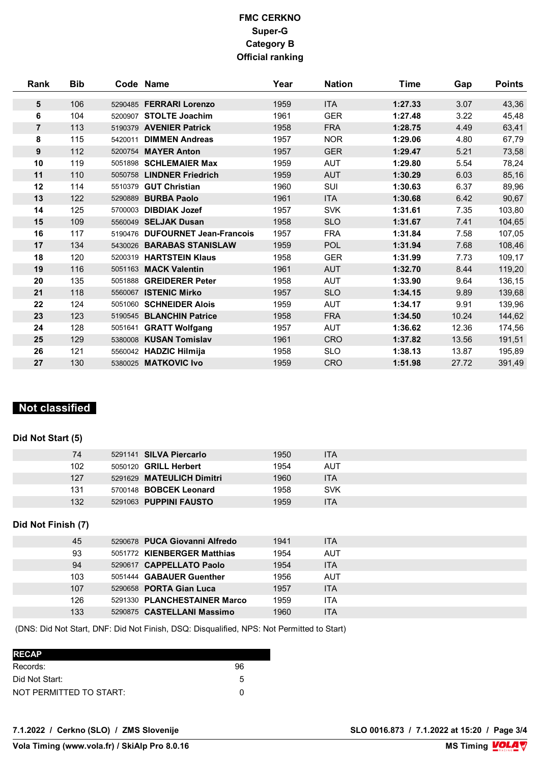# FMC CERKNO

## Super-G

## Category B

## Official ranking

| Rank | Bib | Code | Name | Year | Nation | Time | Gap | Points |
|---|---|---|---|---|---|---|---|---|
| 5 | 106 | 5290485 | **FERRARI Lorenzo** | 1959 | ITA | **1:27.33** | 3.07 | 43,36 |
| 6 | 104 | 5200907 | **STOLTE Joachim** | 1961 | GER | **1:27.48** | 3.22 | 45,48 |
| 7 | 113 | 5190379 | **AVENIER Patrick** | 1958 | FRA | **1:28.75** | 4.49 | 63,41 |
| 8 | 115 | 5420011 | **DIMMEN Andreas** | 1957 | NOR | **1:29.06** | 4.80 | 67,79 |
| 9 | 112 | 5200754 | **MAYER Anton** | 1957 | GER | **1:29.47** | 5.21 | 73,58 |
| 10 | 119 | 5051898 | **SCHLEMAIER Max** | 1959 | AUT | **1:29.80** | 5.54 | 78,24 |
| 11 | 110 | 5050758 | **LINDNER Friedrich** | 1959 | AUT | **1:30.29** | 6.03 | 85,16 |
| 12 | 114 | 5510379 | **GUT Christian** | 1960 | SUI | **1:30.63** | 6.37 | 89,96 |
| 13 | 122 | 5290889 | **BURBA Paolo** | 1961 | ITA | **1:30.68** | 6.42 | 90,67 |
| 14 | 125 | 5700003 | **DIBDIAK Jozef** | 1957 | SVK | **1:31.61** | 7.35 | 103,80 |
| 15 | 109 | 5560049 | **SELJAK Dusan** | 1958 | SLO | **1:31.67** | 7.41 | 104,65 |
| 16 | 117 | 5190476 | **DUFOURNET Jean-Francois** | 1957 | FRA | **1:31.84** | 7.58 | 107,05 |
| 17 | 134 | 5430026 | **BARABAS STANISLAW** | 1959 | POL | **1:31.94** | 7.68 | 108,46 |
| 18 | 120 | 5200319 | **HARTSTEIN Klaus** | 1958 | GER | **1:31.99** | 7.73 | 109,17 |
| 19 | 116 | 5051163 | **MACK Valentin** | 1961 | AUT | **1:32.70** | 8.44 | 119,20 |
| 20 | 135 | 5051888 | **GREIDERER Peter** | 1958 | AUT | **1:33.90** | 9.64 | 136,15 |
| 21 | 118 | 5560067 | **ISTENIC Mirko** | 1957 | SLO | **1:34.15** | 9.89 | 139,68 |
| 22 | 124 | 5051060 | **SCHNEIDER Alois** | 1959 | AUT | **1:34.17** | 9.91 | 139,96 |
| 23 | 123 | 5190545 | **BLANCHIN Patrice** | 1958 | FRA | **1:34.50** | 10.24 | 144,62 |
| 24 | 128 | 5051641 | **GRATT Wolfgang** | 1957 | AUT | **1:36.62** | 12.36 | 174,56 |
| 25 | 129 | 5380008 | **KUSAN Tomislav** | 1961 | CRO | **1:37.82** | 13.56 | 191,51 |
| 26 | 121 | 5560042 | **HADZIC Hilmija** | 1958 | SLO | **1:38.13** | 13.87 | 195,89 |
| 27 | 130 | 5380025 | **MATKOVIC Ivo** | 1959 | CRO | **1:51.98** | 27.72 | 391,49 |

## Not classified

### Did Not Start (5)

| Bib | Code | Name | Year | Nation |
|---|---|---|---|---|
| 74 | 5291141 | **SILVA Piercarlo** | 1950 | ITA |
| 102 | 5050120 | **GRILL Herbert** | 1954 | AUT |
| 127 | 5291629 | **MATEULICH Dimitri** | 1960 | ITA |
| 131 | 5700148 | **BOBCEK Leonard** | 1958 | SVK |
| 132 | 5291063 | **PUPPINI FAUSTO** | 1959 | ITA |

### Did Not Finish (7)

| Bib | Code | Name | Year | Nation |
|---|---|---|---|---|
| 45 | 5290678 | **PUCA Giovanni Alfredo** | 1941 | ITA |
| 93 | 5051772 | **KIENBERGER Matthias** | 1954 | AUT |
| 94 | 5290617 | **CAPPELLATO Paolo** | 1954 | ITA |
| 103 | 5051444 | **GABAUER Guenther** | 1956 | AUT |
| 107 | 5290658 | **PORTA Gian Luca** | 1957 | ITA |
| 126 | 5291330 | **PLANCHESTAINER Marco** | 1959 | ITA |
| 133 | 5290875 | **CASTELLANI Massimo** | 1960 | ITA |

(DNS: Did Not Start, DNF: Did Not Finish, DSQ: Disqualified, NPS: Not Permitted to Start)

| RECAP | |
|---|---|
| Records: | 96 |
| Did Not Start: | 5 |
| NOT PERMITTED TO START: | 0 |

**7.1.2022 / Cerkno (SLO) / ZMS Slovenije** **SLO 0016.873 / 7.1.2022 at 15:20**

**Vola Timing (www.vola.fr) / SkiAlp Pro 8.0.16** **MS Timing**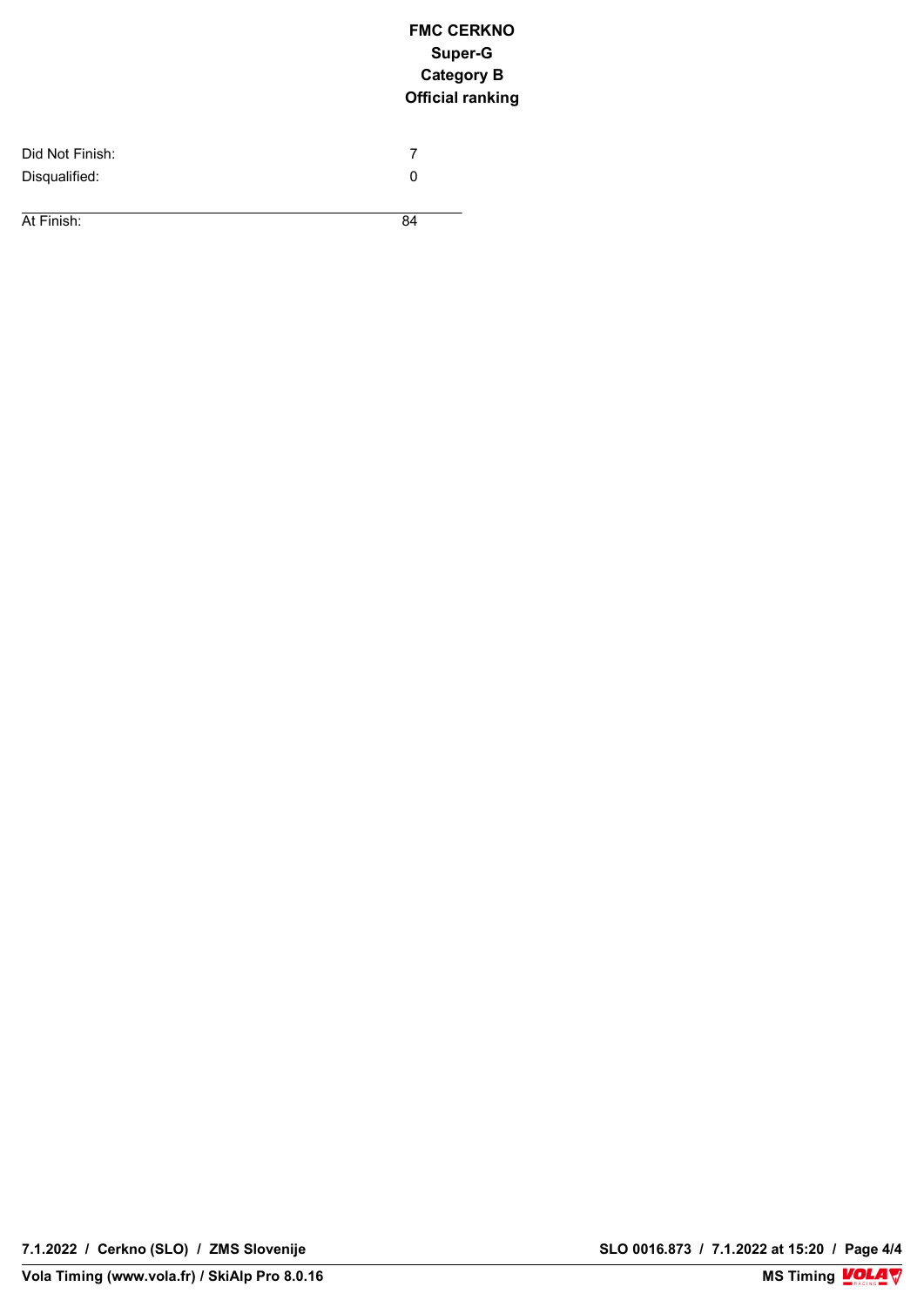**FMC CERKNO**
**Super-G**
**Category B**
**Official ranking**

| | |
|---|---|
| Did Not Finish: | 7 |
| Disqualified: | 0 |
| At Finish: | 84 |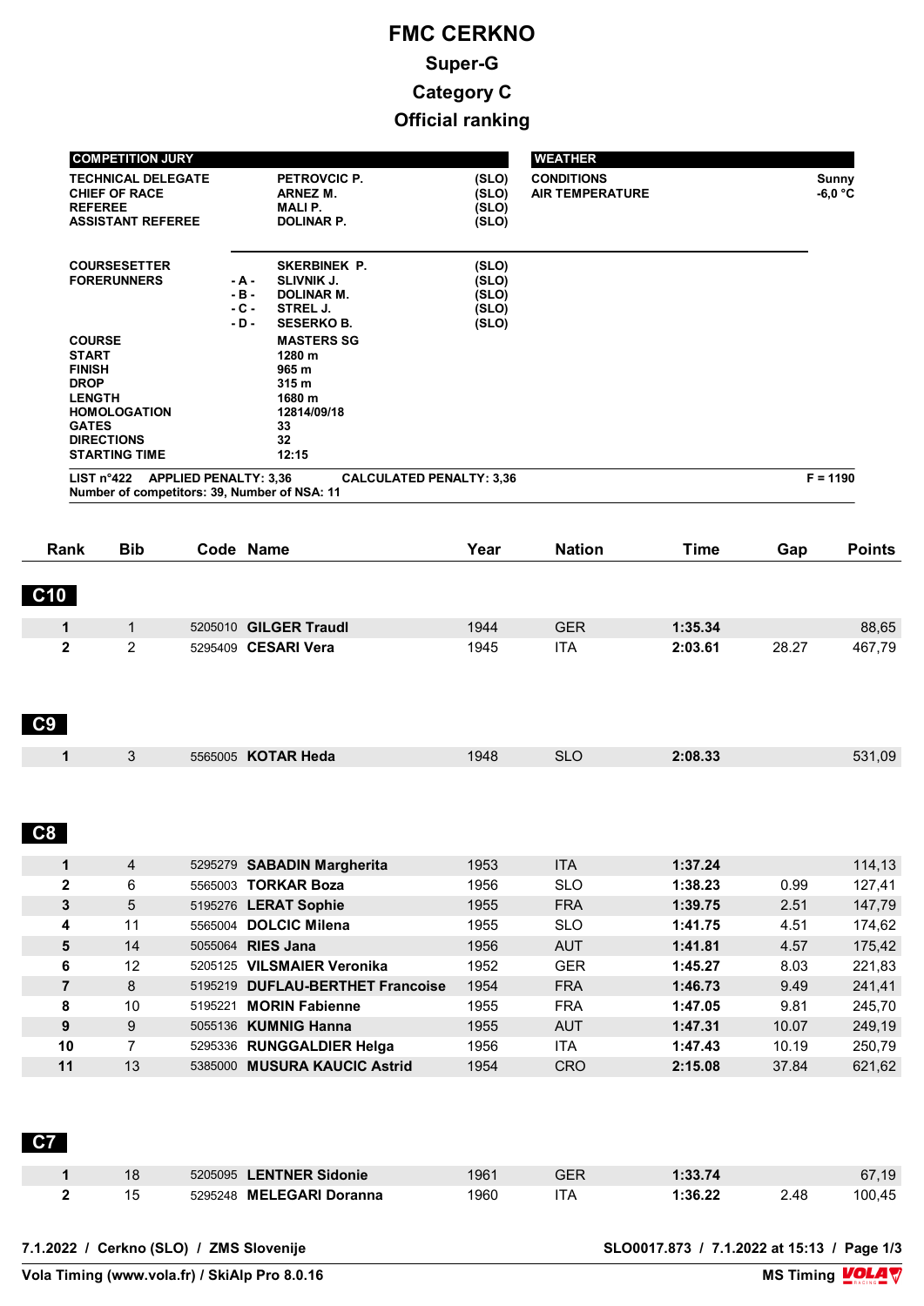# FMC CERKNO

## Super-G

## Category C

## Official ranking

| COMPETITION JURY | | | |
|---|---|---|---|
| TECHNICAL DELEGATE | | PETROVCIC P. | (SLO) |
| CHIEF OF RACE | | ARNEZ M. | (SLO) |
| REFEREE | | MALI P. | (SLO) |
| ASSISTANT REFEREE | | DOLINAR P. | (SLO) |
| COURSESETTER | | SKERBINEK P. | (SLO) |
| FORERUNNERS | - A - | SLIVNIK J. | (SLO) |
| | - B - | DOLINAR M. | (SLO) |
| | - C - | STREL J. | (SLO) |
| | - D - | SESERKO B. | (SLO) |

| WEATHER | |
|---|---|
| CONDITIONS | Sunny |
| AIR TEMPERATURE | -6,0 °C |

| COURSE | MASTERS SG |
|---|---|
| START | 1280 m |
| FINISH | 965 m |
| DROP | 315 m |
| LENGTH | 1680 m |
| HOMOLOGATION | 12814/09/18 |
| GATES | 33 |
| DIRECTIONS | 32 |
| STARTING TIME | 12:15 |

LIST n°422 APPLIED PENALTY: 3,36 CALCULATED PENALTY: 3,36 F = 1190

Number of competitors: 39, Number of NSA: 11

| Rank | Bib | Code | Name | Year | Nation | Time | Gap | Points |
|---|---|---|---|---|---|---|---|---|
| **C10** | | | | | | | | |
| 1 | 1 | 5205010 | **GILGER Traudl** | 1944 | GER | **1:35.34** | | 88,65 |
| 2 | 2 | 5295409 | **CESARI Vera** | 1945 | ITA | **2:03.61** | 28.27 | 467,79 |
| **C9** | | | | | | | | |
| 1 | 3 | 5565005 | **KOTAR Heda** | 1948 | SLO | **2:08.33** | | 531,09 |
| **C8** | | | | | | | | |
| 1 | 4 | 5295279 | **SABADIN Margherita** | 1953 | ITA | **1:37.24** | | 114,13 |
| 2 | 6 | 5565003 | **TORKAR Boza** | 1956 | SLO | **1:38.23** | 0.99 | 127,41 |
| 3 | 5 | 5195276 | **LERAT Sophie** | 1955 | FRA | **1:39.75** | 2.51 | 147,79 |
| 4 | 11 | 5565004 | **DOLCIC Milena** | 1955 | SLO | **1:41.75** | 4.51 | 174,62 |
| 5 | 14 | 5055064 | **RIES Jana** | 1956 | AUT | **1:41.81** | 4.57 | 175,42 |
| 6 | 12 | 5205125 | **VILSMAIER Veronika** | 1952 | GER | **1:45.27** | 8.03 | 221,83 |
| 7 | 8 | 5195219 | **DUFLAU-BERTHET Francoise** | 1954 | FRA | **1:46.73** | 9.49 | 241,41 |
| 8 | 10 | 5195221 | **MORIN Fabienne** | 1955 | FRA | **1:47.05** | 9.81 | 245,70 |
| 9 | 9 | 5055136 | **KUMNIG Hanna** | 1955 | AUT | **1:47.31** | 10.07 | 249,19 |
| 10 | 7 | 5295336 | **RUNGGALDIER Helga** | 1956 | ITA | **1:47.43** | 10.19 | 250,79 |
| 11 | 13 | 5385000 | **MUSURA KAUCIC Astrid** | 1954 | CRO | **2:15.08** | 37.84 | 621,62 |
| **C7** | | | | | | | | |
| 1 | 18 | 5205095 | **LENTNER Sidonie** | 1961 | GER | **1:33.74** | | 67,19 |
| 2 | 15 | 5295248 | **MELEGARI Doranna** | 1960 | ITA | **1:36.22** | 2.48 | 100,45 |

7.1.2022 / Cerkno (SLO) / ZMS Slovenije — SLO0017.873 / 7.1.2022 at 15:13

Vola Timing (www.vola.fr) / SkiAlp Pro 8.0.16 — MS Timing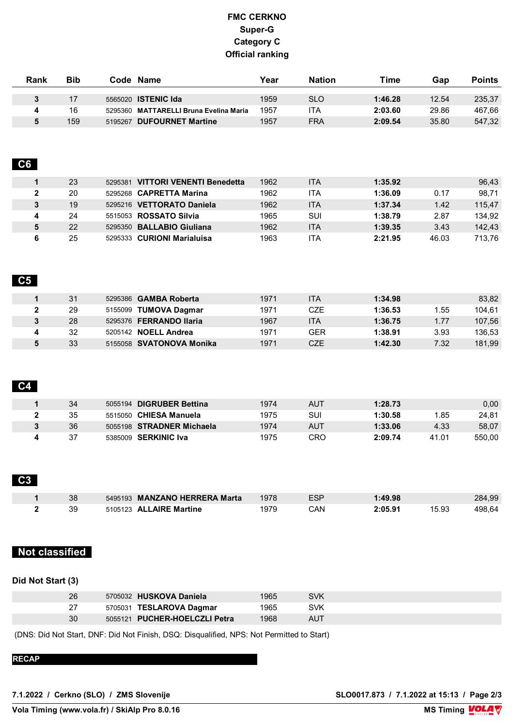# FMC CERKNO
## Super-G
## Category C
## Official ranking

| Rank | Bib | Code | Name | Year | Nation | Time | Gap | Points |
|---|---|---|---|---|---|---|---|---|
| 3 | 17 | 5565020 | **ISTENIC Ida** | 1959 | SLO | **1:46.28** | 12.54 | 235,37 |
| 4 | 16 | 5295360 | **MATTARELLI Bruna Evelina Maria** | 1957 | ITA | **2:03.60** | 29.86 | 467,66 |
| 5 | 159 | 5195267 | **DUFOURNET Martine** | 1957 | FRA | **2:09.54** | 35.80 | 547,32 |

### C6

| Rank | Bib | Code | Name | Year | Nation | Time | Gap | Points |
|---|---|---|---|---|---|---|---|---|
| 1 | 23 | 5295381 | **VITTORI VENENTI Benedetta** | 1962 | ITA | **1:35.92** | | 96,43 |
| 2 | 20 | 5295268 | **CAPRETTA Marina** | 1962 | ITA | **1:36.09** | 0.17 | 98,71 |
| 3 | 19 | 5295216 | **VETTORATO Daniela** | 1962 | ITA | **1:37.34** | 1.42 | 115,47 |
| 4 | 24 | 5515053 | **ROSSATO Silvia** | 1965 | SUI | **1:38.79** | 2.87 | 134,92 |
| 5 | 22 | 5295350 | **BALLABIO Giuliana** | 1962 | ITA | **1:39.35** | 3.43 | 142,43 |
| 6 | 25 | 5295333 | **CURIONI Marialuisa** | 1963 | ITA | **2:21.95** | 46.03 | 713,76 |

### C5

| Rank | Bib | Code | Name | Year | Nation | Time | Gap | Points |
|---|---|---|---|---|---|---|---|---|
| 1 | 31 | 5295386 | **GAMBA Roberta** | 1971 | ITA | **1:34.98** | | 83,82 |
| 2 | 29 | 5155099 | **TUMOVA Dagmar** | 1971 | CZE | **1:36.53** | 1.55 | 104,61 |
| 3 | 28 | 5295376 | **FERRANDO Ilaria** | 1967 | ITA | **1:36.75** | 1.77 | 107,56 |
| 4 | 32 | 5205142 | **NOELL Andrea** | 1971 | GER | **1:38.91** | 3.93 | 136,53 |
| 5 | 33 | 5155058 | **SVATONOVA Monika** | 1971 | CZE | **1:42.30** | 7.32 | 181,99 |

### C4

| Rank | Bib | Code | Name | Year | Nation | Time | Gap | Points |
|---|---|---|---|---|---|---|---|---|
| 1 | 34 | 5055194 | **DIGRUBER Bettina** | 1974 | AUT | **1:28.73** | | 0,00 |
| 2 | 35 | 5515050 | **CHIESA Manuela** | 1975 | SUI | **1:30.58** | 1.85 | 24,81 |
| 3 | 36 | 5055198 | **STRADNER Michaela** | 1974 | AUT | **1:33.06** | 4.33 | 58,07 |
| 4 | 37 | 5385009 | **SERKINIC Iva** | 1975 | CRO | **2:09.74** | 41.01 | 550,00 |

### C3

| Rank | Bib | Code | Name | Year | Nation | Time | Gap | Points |
|---|---|---|---|---|---|---|---|---|
| 1 | 38 | 5495193 | **MANZANO HERRERA Marta** | 1978 | ESP | **1:49.98** | | 284,99 |
| 2 | 39 | 5105123 | **ALLAIRE Martine** | 1979 | CAN | **2:05.91** | 15.93 | 498,64 |

### Not classified

**Did Not Start (3)**

| Bib | Code | Name | Year | Nation |
|---|---|---|---|---|
| 26 | 5705032 | **HUSKOVA Daniela** | 1965 | SVK |
| 27 | 5705031 | **TESLAROVA Dagmar** | 1965 | SVK |
| 30 | 5055121 | **PUCHER-HOELCZLI Petra** | 1968 | AUT |

(DNS: Did Not Start, DNF: Did Not Finish, DSQ: Disqualified, NPS: Not Permitted to Start)

**RECAP**

7.1.2022 / Cerkno (SLO) / ZMS Slovenije — SLO0017.873 / 7.1.2022 at 15:13

Vola Timing (www.vola.fr) / SkiAlp Pro 8.0.16 — MS Timing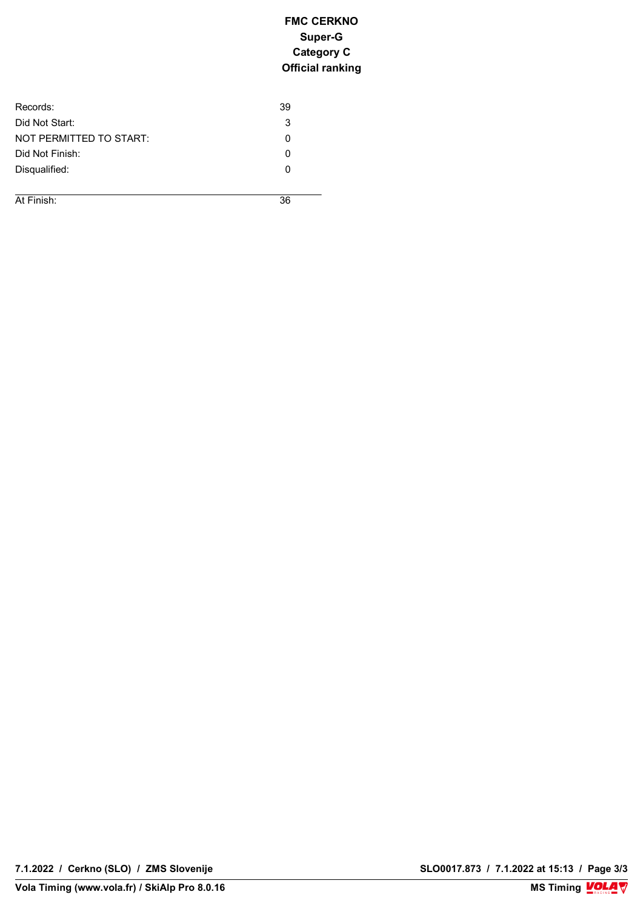**FMC CERKNO**
**Super-G**
**Category C**
**Official ranking**

| | |
|---|---|
| Records: | 39 |
| Did Not Start: | 3 |
| NOT PERMITTED TO START: | 0 |
| Did Not Finish: | 0 |
| Disqualified: | 0 |
| At Finish: | 36 |